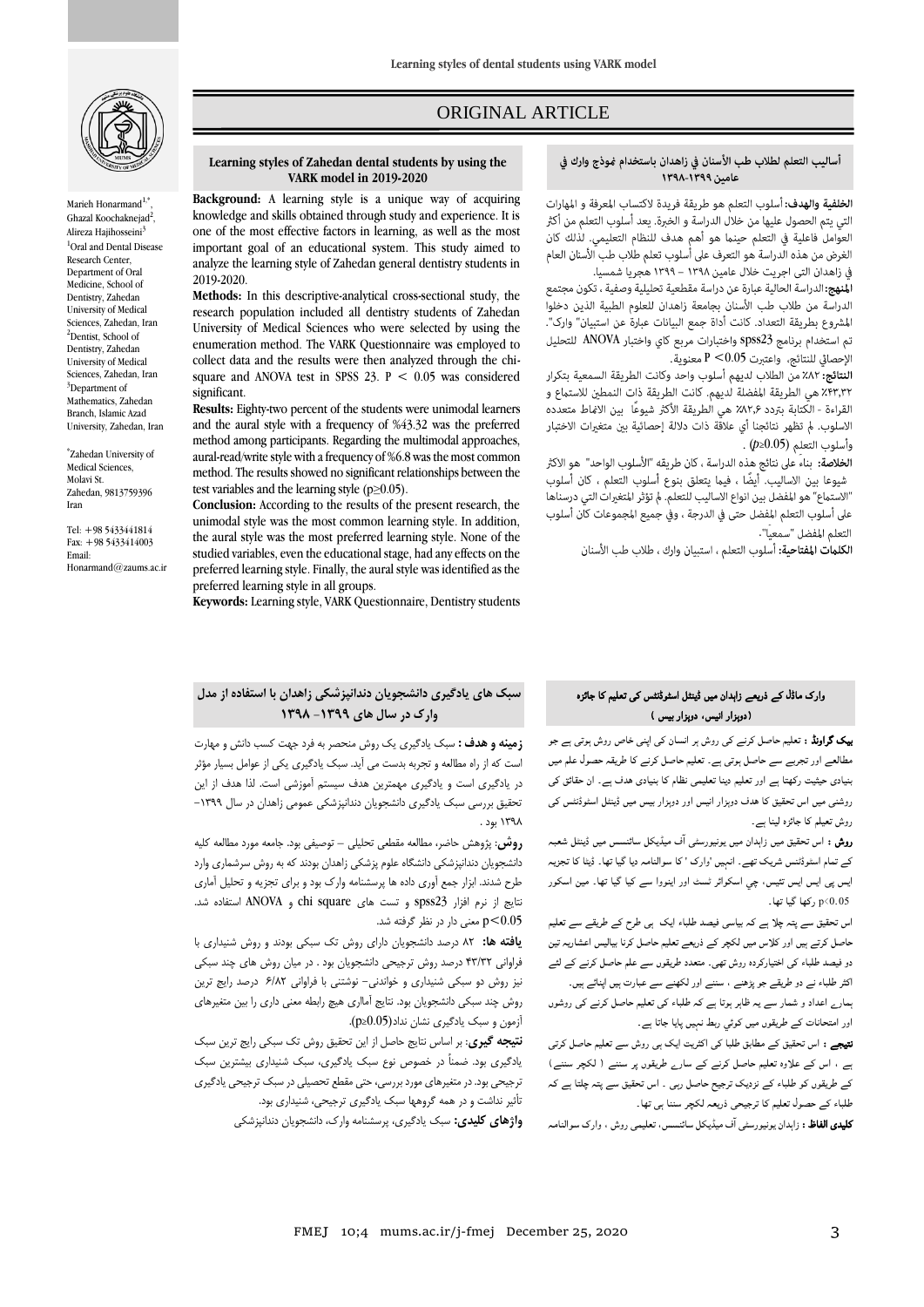# ORIGINAL ARTICLE

## Learning styles of Zahedan dental students by using the VARK model in 2019-2020

Marieh Honarmand[1,*], Ghazal Koochaknejad[2], Alireza Hajihosseini[3]

[1]Oral and Dental Disease Research Center, Department of Oral Medicine, School of Dentistry, Zahedan University of Medical Sciences, Zahedan, Iran
[2]Dentist, School of Dentistry, Zahedan University of Medical Sciences, Zahedan, Iran
[3]Department of Mathematics, Zahedan Branch, Islamic Azad University, Zahedan, Iran

*Zahedan University of Medical Sciences, Molavi St. Zahedan, 9813759396 Iran

Tel: +98 5433441814
Fax: +98 5433414003
Email: Honarmand@zaums.ac.ir

**Background:** A learning style is a unique way of acquiring knowledge and skills obtained through study and experience. It is one of the most effective factors in learning, as well as the most important goal of an educational system. This study aimed to analyze the learning style of Zahedan general dentistry students in 2019-2020.

**Methods:** In this descriptive-analytical cross-sectional study, the research population included all dentistry students of Zahedan University of Medical Sciences who were selected by using the enumeration method. The VARK Questionnaire was employed to collect data and the results were then analyzed through the chi-square and ANOVA test in SPSS 23. $P < 0.05$ was considered significant.

**Results:** Eighty-two percent of the students were unimodal learners and the aural style with a frequency of %43.32 was the preferred method among participants. Regarding the multimodal approaches, aural-read/write style with a frequency of %6.8 was the most common method. The results showed no significant relationships between the test variables and the learning style ($p \geq 0.05$).

**Conclusion:** According to the results of the present research, the unimodal style was the most common learning style. In addition, the aural style was the most preferred learning style. None of the studied variables, even the educational stage, had any effects on the preferred learning style. Finally, the aural style was identified as the preferred learning style in all groups.

**Keywords:** Learning style, VARK Questionnaire, Dentistry students

## أساليب التعلم لطلاب طب الأسنان في زاهدان باستخدام نموذج وارك في عامين ١٣٩٩-١٣٩٨

**الخلفية والهدف:** أسلوب التعلم هو طريقة فريدة لاكتساب المعرفة و المهارات التي يتم الحصول عليها من خلال الدراسة و الخبرة. يعد أسلوب التعلم من أكثر العوامل فاعلية في التعلم حينما هو أهم هدف للنظام التعليمي. لذلك كان الغرض من هذه الدراسة هو التعرف على أسلوب تعلم طلاب طب الأسنان العام في زاهدان التي اجريت خلال عامين ١٣٩٨ – ١٣٩٩ هجريا شمسيا.

**المنهج:** الدراسة الحالية عبارة عن دراسة مقطعية تحليلية وصفية ، وتكون مجتمع الدراسة من طلاب طب الأسنان بجامعة زاهدان للعلوم الطبية الذين دخلوا المشروع بطريقة التعداد. كانت أداة جمع البيانات عبارة عن استبيان" وارك". تم استخدام برنامج spss23 واختبارات مربع كاي واختبار ANOVA للتحليل الإحصائي للنتائج، واعتبرت P <0.05 معنوية.

**النتائج:** ٨٢٪ من الطلاب لديهم أسلوب واحد وكانت الطريقة السمعية بتكرار ٤٣٫٣٢٪ هي الطريقة المفضلة لديهم. كانت الطريقة ذات النمطين للاستماع و القراءة - الكتابة بتردد ٨٢٫٦٪ هي الطريقة الأكثر شيوعًا بين الانماط متعدده الاسلوب. لم تظهر نتائجنا أي علاقة ذات دلالة إحصائية بين متغيرات الاختبار وأسلوب التعلم (p≥0.05) .

**الخلاصة:** بناء على نتائج هذه الدراسة ، كان طريقه "الأسلوب الواحد" هو الاكثر شيوعا بين الاساليب. أيضًا ، فيما يتعلق بنوع أسلوب التعلم ، كان أسلوب "الاستماع" هو المفضل بين انواع الاساليب للتعلم. لم تؤثر المتغيرات التي درسناها على أسلوب التعلم المفضل حتى في الدرجة ، وفي جميع المجموعات كان أسلوب التعلم المفضل "سمعيا".

**الكلمات المفتاحية:** أسلوب التعلم ، استبيان وارك ، طلاب طب الأسنان

## سبک های یادگیری دانشجویان دندانپزشکی زاهدان با استفاده از مدل وارک در سال های ۱۳۹۹- ۱۳۹۸

**زمینه و هدف :** سبک یادگیری یک روش منحصر به فرد جهت کسب دانش و مهارت است که از راه مطالعه و تجربه بدست می آید. سبک یادگیری یکی از عوامل بسیار مؤثر در یادگیری است و یادگیری مهمترین هدف سیستم آموزشی است. لذا هدف از این تحقیق بررسی سبک یادگیری دانشجویان دندانپزشکی عمومی زاهدان در سال ۱۳۹۹-۱۳۹۸ بود .

**روش:** پژوهش حاضر، مطالعه مقطعی تحلیلی – توصیفی بود. جامعه مورد مطالعه کلیه دانشجویان دندانپزشکی دانشگاه علوم پزشکی زاهدان بودند که به روش سرشماری وارد طرح شدند. ابزار جمع آوری داده ها پرسشنامه وارک بود و برای تجزیه و تحلیل آماری نتایج از نرم افزار spss23 و تست های chi square و ANOVA استفاده شد. $p<0.05$ معنی دار در نظر گرفته شد.

**یافته ها:** ۸۲ درصد دانشجویان دارای روش تک سبکی بودند و روش شنیداری با فراوانی ۴۳/۳۲ درصد روش ترجیحی دانشجویان بود . در میان روش های چند سبکی نیز روش دو سبکی شنیداری و خواندنی- نوشتنی با فراوانی ۶/۸۲ درصد رایج ترین روش چند سبکی دانشجویان بود. نتایج آماری هیچ رابطه معنی داری را بین متغیرهای آزمون و سبک یادگیری نشان نداد($p \geq 0.05$).

**نتیجه گیری:** بر اساس نتایج حاصل از این تحقیق روش تک سبکی رایج ترین سبک یادگیری بود. ضمناً در خصوص نوع سبک یادگیری، سبک شنیداری بیشترین سبک ترجیحی بود. در متغیرهای مورد بررسی، حتی مقطع تحصیلی در سبک ترجیحی یادگیری تأثیر نداشت و در همه گروهها سبک یادگیری ترجیحی، شنیداری بود.

**واژهای کلیدی:** سبک یادگیری، پرسشنامه وارک، دانشجویان دندانپزشکی

## وارک ماڈل کے ذریعے زاہدان میں ڈینٹل اسٹوڈنٹس کی تعلیم کا جائزہ (دوہزار انیس، دوہزار بیس )

**بیک گراونڈ :** تعلیم حاصل کرنے کی روش ہر انسان کی اپنی خاص روش ہوتی ہے جو مطالعے اور تجربے سے حاصل ہوتی ہے۔ تعلیم حاصل کرنے کا طریقہ حصول علم میں بنیادی حیثیت رکھتا ہے اور تعلیم دینا تعلیمی نظام کا بنیادی ھدف ہے۔ ان حقائق کی روشنی میں اس تحقیق کا ھدف دوہزار انیس اور دوہزار بیس میں ڈینٹل اسٹوڈنٹس کی روش تعلیم کا جائزہ لینا ہے۔

**روش :** اس تحقیق میں زاہدان میں یونیورسٹی آف میڈیکل سائنسس میں ڈینٹل شعبہ کے تمام اسٹوڈنٹس شریک تھے۔ انہیں 'وارک ' کا سوالنامہ دیا گیا تھا۔ ڈیٹا کا تجزیہ ایس پی ایس ایس تئیس، چی اسکوائر ٹسٹ اور اینووا سے کیا گیا تھا۔ میں اسکور $0.05>p$ رکھا گیا تھا۔

اس تحقیق سے پتہ چلا ہے کہ بیاسی فیصد طلباء ایک ہی طرح کے طریقے سے تعلیم حاصل کرتے ہیں اور کلاس میں لکچر کے ذریعے تعلیم حاصل کرنا بیالیس اعشاریہ تین دو فیصد طلباء کی اختیارکردہ روش تھی۔ متعدد طریقوں سے علم حاصل کرنے کے لئے اکثر طلباء نے دو طریقے جو پڑھنے ، سننے اور لکھنے سے عبارت ہیں اپنائے ہیں۔ ہمارے اعداد و شمار سے یہ ظاہر ہوتا ہے کہ طلباء کی تعلیم حاصل کرنے کی روشوں اور امتحانات کے طریقوں میں کوئی ربط نہیں پایا جاتا ہے۔

**نتیجے :** اس تحقیق کے مطابق طلبا کی اکثریت ایک ہی روش سے تعلیم حاصل کرتی ہے ، اس کے علاوہ تعلیم حاصل کرنے کے سارے طریقوں پر سننے ( لکچر سننے) کے طریقوں کو طلباء کے نزدیک ترجیح حاصل رہی ۔ اس تحقیق سے پتہ چلتا ہے کہ طلباء کے حصول تعلیم کا ترجیحی ذریعہ لکچر سننا ہی تھا۔

**کلیدی الفاظ :** زاہدان یونیورسٹی آف میڈیکل سائنسس، تعلیمی روش ، وارک سوالنامہ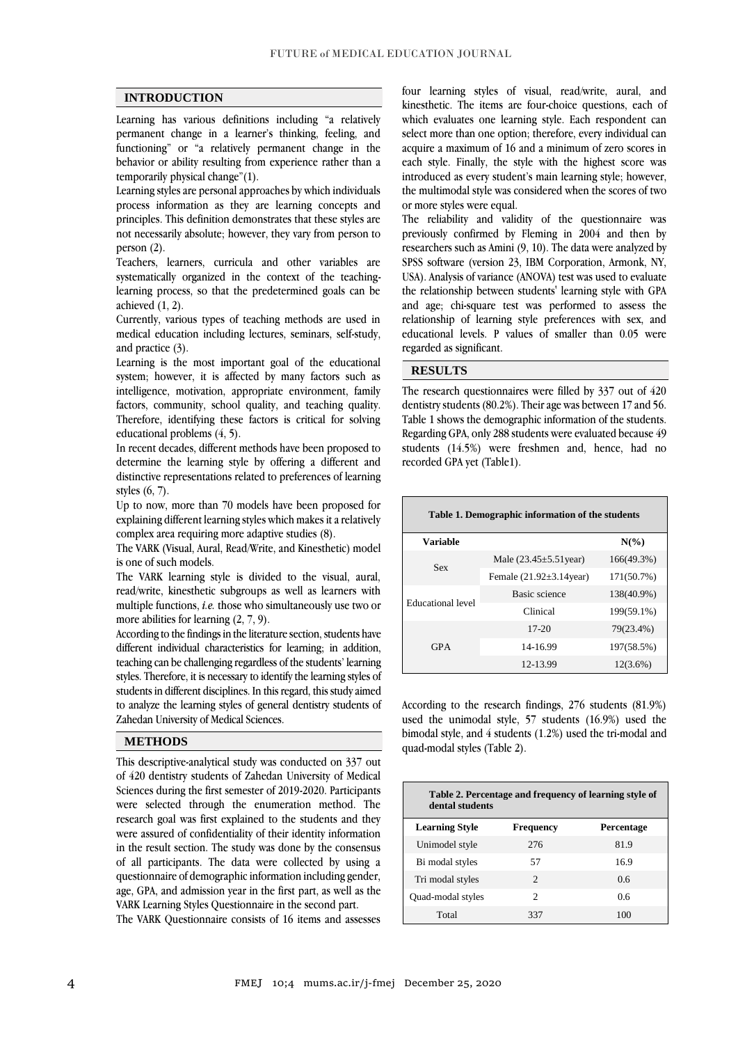## INTRODUCTION

Learning has various definitions including "a relatively permanent change in a learner's thinking, feeling, and functioning" or "a relatively permanent change in the behavior or ability resulting from experience rather than a temporarily physical change"(1).

Learning styles are personal approaches by which individuals process information as they are learning concepts and principles. This definition demonstrates that these styles are not necessarily absolute; however, they vary from person to person (2).

Teachers, learners, curricula and other variables are systematically organized in the context of the teaching-learning process, so that the predetermined goals can be achieved (1, 2).

Currently, various types of teaching methods are used in medical education including lectures, seminars, self-study, and practice (3).

Learning is the most important goal of the educational system; however, it is affected by many factors such as intelligence, motivation, appropriate environment, family factors, community, school quality, and teaching quality. Therefore, identifying these factors is critical for solving educational problems (4, 5).

In recent decades, different methods have been proposed to determine the learning style by offering a different and distinctive representations related to preferences of learning styles (6, 7).

Up to now, more than 70 models have been proposed for explaining different learning styles which makes it a relatively complex area requiring more adaptive studies (8).

The VARK (Visual, Aural, Read/Write, and Kinesthetic) model is one of such models.

The VARK learning style is divided to the visual, aural, read/write, kinesthetic subgroups as well as learners with multiple functions, *i.e.* those who simultaneously use two or more abilities for learning (2, 7, 9).

According to the findings in the literature section, students have different individual characteristics for learning; in addition, teaching can be challenging regardless of the students' learning styles. Therefore, it is necessary to identify the learning styles of students in different disciplines. In this regard, this study aimed to analyze the learning styles of general dentistry students of Zahedan University of Medical Sciences.

## METHODS

This descriptive-analytical study was conducted on 337 out of 420 dentistry students of Zahedan University of Medical Sciences during the first semester of 2019-2020. Participants were selected through the enumeration method. The research goal was first explained to the students and they were assured of confidentiality of their identity information in the result section. The study was done by the consensus of all participants. The data were collected by using a questionnaire of demographic information including gender, age, GPA, and admission year in the first part, as well as the VARK Learning Styles Questionnaire in the second part.

The VARK Questionnaire consists of 16 items and assesses four learning styles of visual, read/write, aural, and kinesthetic. The items are four-choice questions, each of which evaluates one learning style. Each respondent can select more than one option; therefore, every individual can acquire a maximum of 16 and a minimum of zero scores in each style. Finally, the style with the highest score was introduced as every student's main learning style; however, the multimodal style was considered when the scores of two or more styles were equal.

The reliability and validity of the questionnaire was previously confirmed by Fleming in 2004 and then by researchers such as Amini (9, 10). The data were analyzed by SPSS software (version 23, IBM Corporation, Armonk, NY, USA). Analysis of variance (ANOVA) test was used to evaluate the relationship between students' learning style with GPA and age; chi-square test was performed to assess the relationship of learning style preferences with sex, and educational levels. P values of smaller than 0.05 were regarded as significant.

## RESULTS

The research questionnaires were filled by 337 out of 420 dentistry students (80.2%). Their age was between 17 and 56. Table 1 shows the demographic information of the students. Regarding GPA, only 288 students were evaluated because 49 students (14.5%) were freshmen and, hence, had no recorded GPA yet (Table1).

**Table 1. Demographic information of the students**

| Variable | | N(%) |
|---|---|---|
| Sex | Male (23.45±5.51year) | 166(49.3%) |
| | Female (21.92±3.14year) | 171(50.7%) |
| Educational level | Basic science | 138(40.9%) |
| | Clinical | 199(59.1%) |
| GPA | 17-20 | 79(23.4%) |
| | 14-16.99 | 197(58.5%) |
| | 12-13.99 | 12(3.6%) |

According to the research findings, 276 students (81.9%) used the unimodal style, 57 students (16.9%) used the bimodal style, and 4 students (1.2%) used the tri-modal and quad-modal styles (Table 2).

**Table 2. Percentage and frequency of learning style of dental students**

| Learning Style | Frequency | Percentage |
|---|---|---|
| Unimodel style | 276 | 81.9 |
| Bi modal styles | 57 | 16.9 |
| Tri modal styles | 2 | 0.6 |
| Quad-modal styles | 2 | 0.6 |
| Total | 337 | 100 |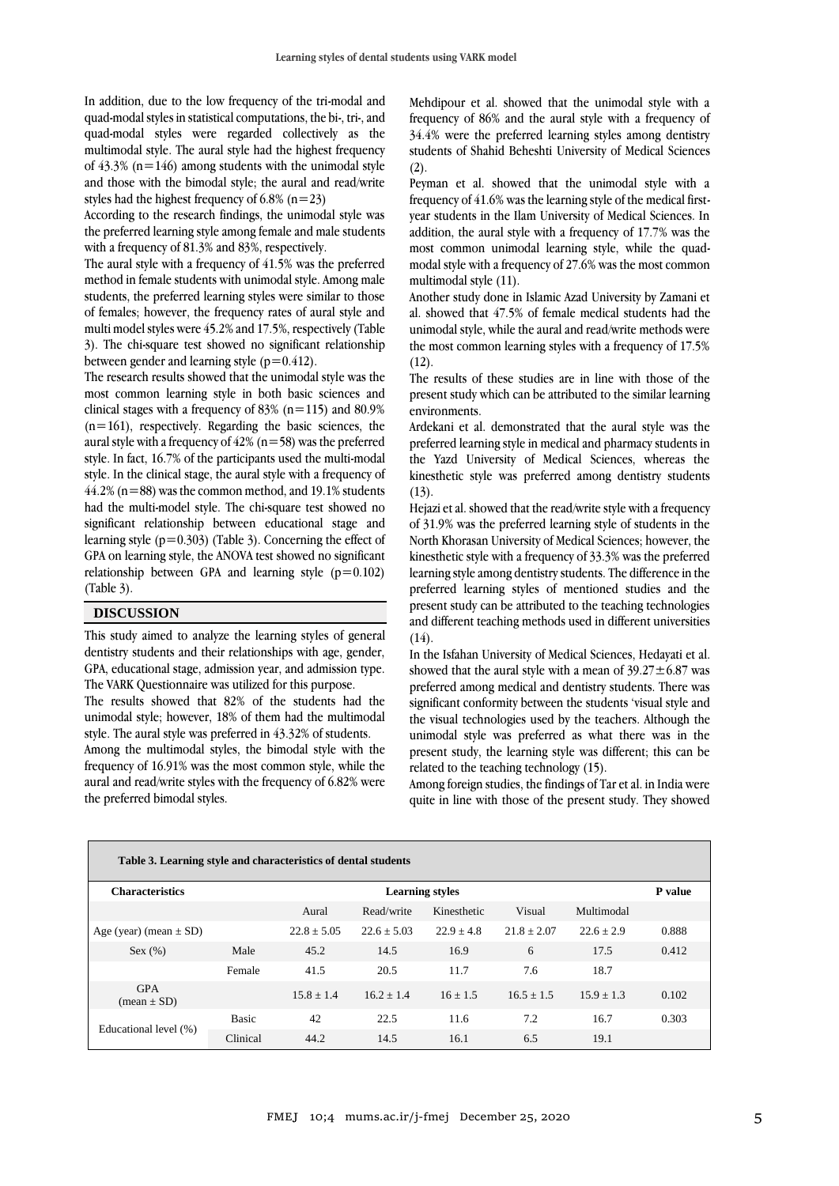In addition, due to the low frequency of the tri-modal and quad-modal styles in statistical computations, the bi-, tri-, and quad-modal styles were regarded collectively as the multimodal style. The aural style had the highest frequency of 43.3% (n=146) among students with the unimodal style and those with the bimodal style; the aural and read/write styles had the highest frequency of 6.8% (n=23)

According to the research findings, the unimodal style was the preferred learning style among female and male students with a frequency of 81.3% and 83%, respectively.

The aural style with a frequency of 41.5% was the preferred method in female students with unimodal style. Among male students, the preferred learning styles were similar to those of females; however, the frequency rates of aural style and multi model styles were 45.2% and 17.5%, respectively (Table 3). The chi-square test showed no significant relationship between gender and learning style (p=0.412).

The research results showed that the unimodal style was the most common learning style in both basic sciences and clinical stages with a frequency of 83% (n=115) and 80.9% (n=161), respectively. Regarding the basic sciences, the aural style with a frequency of 42% (n=58) was the preferred style. In fact, 16.7% of the participants used the multi-modal style. In the clinical stage, the aural style with a frequency of 44.2% (n=88) was the common method, and 19.1% students had the multi-model style. The chi-square test showed no significant relationship between educational stage and learning style (p=0.303) (Table 3). Concerning the effect of GPA on learning style, the ANOVA test showed no significant relationship between GPA and learning style (p=0.102) (Table 3).

## DISCUSSION

This study aimed to analyze the learning styles of general dentistry students and their relationships with age, gender, GPA, educational stage, admission year, and admission type. The VARK Questionnaire was utilized for this purpose.

The results showed that 82% of the students had the unimodal style; however, 18% of them had the multimodal style. The aural style was preferred in 43.32% of students.

Among the multimodal styles, the bimodal style with the frequency of 16.91% was the most common style, while the aural and read/write styles with the frequency of 6.82% were the preferred bimodal styles.

Mehdipour et al. showed that the unimodal style with a frequency of 86% and the aural style with a frequency of 34.4% were the preferred learning styles among dentistry students of Shahid Beheshti University of Medical Sciences (2).

Peyman et al. showed that the unimodal style with a frequency of 41.6% was the learning style of the medical first-year students in the Ilam University of Medical Sciences. In addition, the aural style with a frequency of 17.7% was the most common unimodal learning style, while the quad-modal style with a frequency of 27.6% was the most common multimodal style (11).

Another study done in Islamic Azad University by Zamani et al. showed that 47.5% of female medical students had the unimodal style, while the aural and read/write methods were the most common learning styles with a frequency of 17.5% (12).

The results of these studies are in line with those of the present study which can be attributed to the similar learning environments.

Ardekani et al. demonstrated that the aural style was the preferred learning style in medical and pharmacy students in the Yazd University of Medical Sciences, whereas the kinesthetic style was preferred among dentistry students (13).

Hejazi et al. showed that the read/write style with a frequency of 31.9% was the preferred learning style of students in the North Khorasan University of Medical Sciences; however, the kinesthetic style with a frequency of 33.3% was the preferred learning style among dentistry students. The difference in the preferred learning styles of mentioned studies and the present study can be attributed to the teaching technologies and different teaching methods used in different universities (14).

In the Isfahan University of Medical Sciences, Hedayati et al. showed that the aural style with a mean of 39.27±6.87 was preferred among medical and dentistry students. There was significant conformity between the students 'visual style and the visual technologies used by the teachers. Although the unimodal style was preferred as what there was in the present study, the learning style was different; this can be related to the teaching technology (15).

Among foreign studies, the findings of Tar et al. in India were quite in line with those of the present study. They showed

**Table 3. Learning style and characteristics of dental students**

| Characteristics | | Learning styles | | | | | P value |
|---|---|---|---|---|---|---|---|
| | | Aural | Read/write | Kinesthetic | Visual | Multimodal | |
| Age (year) (mean ± SD) | | 22.8 ± 5.05 | 22.6 ± 5.03 | 22.9 ± 4.8 | 21.8 ± 2.07 | 22.6 ± 2.9 | 0.888 |
| Sex (%) | Male | 45.2 | 14.5 | 16.9 | 6 | 17.5 | 0.412 |
| | Female | 41.5 | 20.5 | 11.7 | 7.6 | 18.7 | |
| GPA (mean ± SD) | | 15.8 ± 1.4 | 16.2 ± 1.4 | 16 ± 1.5 | 16.5 ± 1.5 | 15.9 ± 1.3 | 0.102 |
| Educational level (%) | Basic | 42 | 22.5 | 11.6 | 7.2 | 16.7 | 0.303 |
| | Clinical | 44.2 | 14.5 | 16.1 | 6.5 | 19.1 | |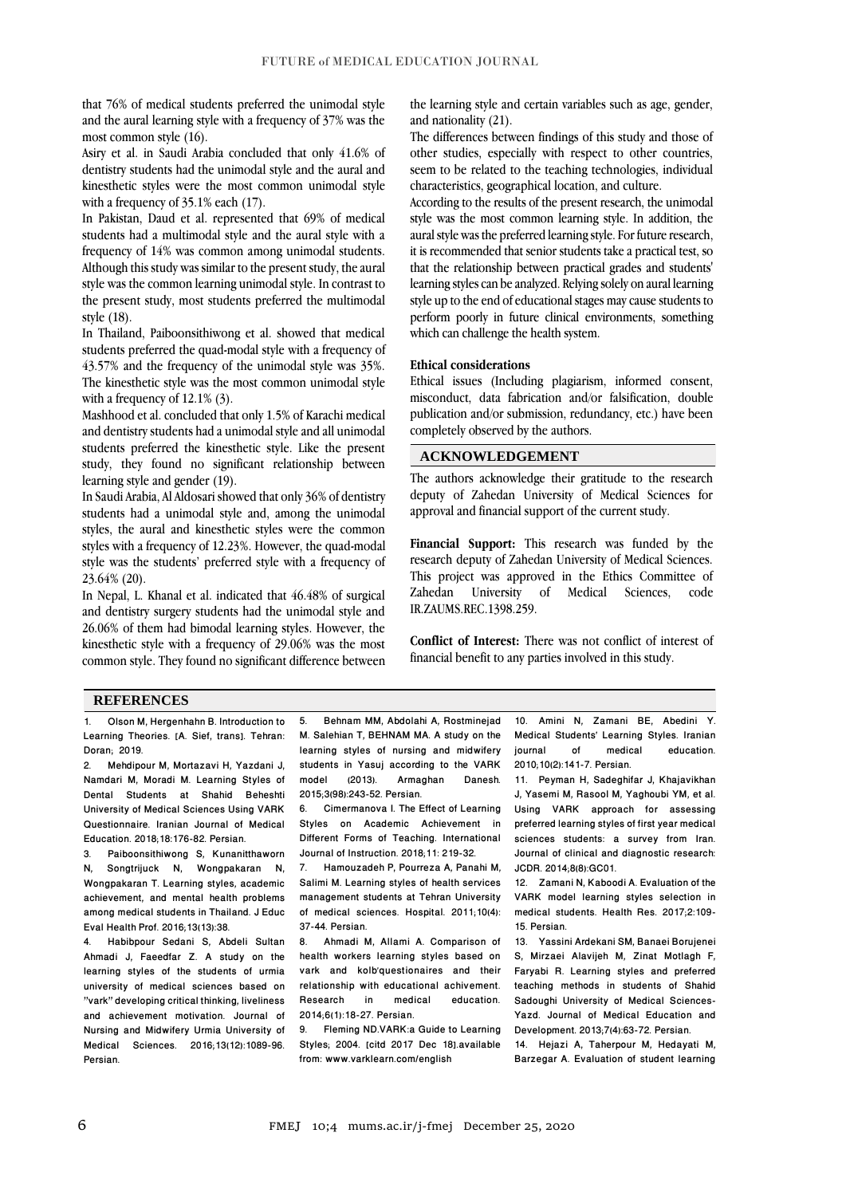that 76% of medical students preferred the unimodal style and the aural learning style with a frequency of 37% was the most common style (16).

Asiry et al. in Saudi Arabia concluded that only 41.6% of dentistry students had the unimodal style and the aural and kinesthetic styles were the most common unimodal style with a frequency of 35.1% each (17).

In Pakistan, Daud et al. represented that 69% of medical students had a multimodal style and the aural style with a frequency of 14% was common among unimodal students. Although this study was similar to the present study, the aural style was the common learning unimodal style. In contrast to the present study, most students preferred the multimodal style (18).

In Thailand, Paiboonsithiwong et al. showed that medical students preferred the quad-modal style with a frequency of 43.57% and the frequency of the unimodal style was 35%. The kinesthetic style was the most common unimodal style with a frequency of 12.1% (3).

Mashhood et al. concluded that only 1.5% of Karachi medical and dentistry students had a unimodal style and all unimodal students preferred the kinesthetic style. Like the present study, they found no significant relationship between learning style and gender (19).

In Saudi Arabia, Al Aldosari showed that only 36% of dentistry students had a unimodal style and, among the unimodal styles, the aural and kinesthetic styles were the common styles with a frequency of 12.23%. However, the quad-modal style was the students' preferred style with a frequency of 23.64% (20).

In Nepal, L. Khanal et al. indicated that 46.48% of surgical and dentistry surgery students had the unimodal style and 26.06% of them had bimodal learning styles. However, the kinesthetic style with a frequency of 29.06% was the most common style. They found no significant difference between the learning style and certain variables such as age, gender, and nationality (21).

The differences between findings of this study and those of other studies, especially with respect to other countries, seem to be related to the teaching technologies, individual characteristics, geographical location, and culture.

According to the results of the present research, the unimodal style was the most common learning style. In addition, the aural style was the preferred learning style. For future research, it is recommended that senior students take a practical test, so that the relationship between practical grades and students' learning styles can be analyzed. Relying solely on aural learning style up to the end of educational stages may cause students to perform poorly in future clinical environments, something which can challenge the health system.

### Ethical considerations

Ethical issues (Including plagiarism, informed consent, misconduct, data fabrication and/or falsification, double publication and/or submission, redundancy, etc.) have been completely observed by the authors.

## ACKNOWLEDGEMENT

The authors acknowledge their gratitude to the research deputy of Zahedan University of Medical Sciences for approval and financial support of the current study.

**Financial Support:** This research was funded by the research deputy of Zahedan University of Medical Sciences. This project was approved in the Ethics Committee of Zahedan University of Medical Sciences, code IR.ZAUMS.REC.1398.259.

**Conflict of Interest:** There was not conflict of interest of financial benefit to any parties involved in this study.

## REFERENCES

1. Olson M, Hergenhahn B. Introduction to Learning Theories. [A. Sief, trans]. Tehran: Doran; 2019.
2. Mehdipour M, Mortazavi H, Yazdani J, Namdari M, Moradi M. Learning Styles of Dental Students at Shahid Beheshti University of Medical Sciences Using VARK Questionnaire. Iranian Journal of Medical Education. 2018;18:176-82. Persian.
3. Paiboonsithiwong S, Kunanitthaworn N, Songtrijuck N, Wongpakaran N, Wongpakaran T. Learning styles, academic achievement, and mental health problems among medical students in Thailand. J Educ Eval Health Prof. 2016;13(13):38.
4. Habibpour Sedani S, Abdeli Sultan Ahmadi J, Faeedfar Z. A study on the learning styles of the students of urmia university of medical sciences based on "vark" developing critical thinking, liveliness and achievement motivation. Journal of Nursing and Midwifery Urmia University of Medical Sciences. 2016;13(12):1089-96. Persian.
5. Behnam MM, Abdolahi A, Rostminejad M. Salehian T, BEHNAM MA. A study on the learning styles of nursing and midwifery students in Yasuj according to the VARK model (2013). Armaghan Danesh. 2015;3(98):243-52. Persian.
6. Cimermanova I. The Effect of Learning Styles on Academic Achievement in Different Forms of Teaching. International Journal of Instruction. 2018;11: 219-32.
7. Hamouzadeh P, Pourreza A, Panahi M, Salimi M. Learning styles of health services management students at Tehran University of medical sciences. Hospital. 2011;10(4): 37-44. Persian.
8. Ahmadi M, Allami A. Comparison of health workers learning styles based on vark and kolb'questionaires and their relationship with educational achivement. Research in medical education. 2014;6(1):18-27. Persian.
9. Fleming ND.VARK:a Guide to Learning Styles; 2004. [citd 2017 Dec 18].available from: www.varklearn.com/english
10. Amini N, Zamani BE, Abedini Y. Medical Students' Learning Styles. Iranian journal of medical education. 2010;10(2):141-7. Persian.
11. Peyman H, Sadeghifar J, Khajavikhan J, Yasemi M, Rasool M, Yaghoubi YM, et al. Using VARK approach for assessing preferred learning styles of first year medical sciences students: a survey from Iran. Journal of clinical and diagnostic research: JCDR. 2014;8(8):GC01.
12. Zamani N, Kaboodi A. Evaluation of the VARK model learning styles selection in medical students. Health Res. 2017;2:109-15. Persian.
13. Yassini Ardekani SM, Banaei Borujenei S, Mirzaei Alavijeh M, Zinat Motlagh F, Faryabi R. Learning styles and preferred teaching methods in students of Shahid Sadoughi University of Medical Sciences-Yazd. Journal of Medical Education and Development. 2013;7(4):63-72. Persian.
14. Hejazi A, Taherpour M, Hedayati M, Barzegar A. Evaluation of student learning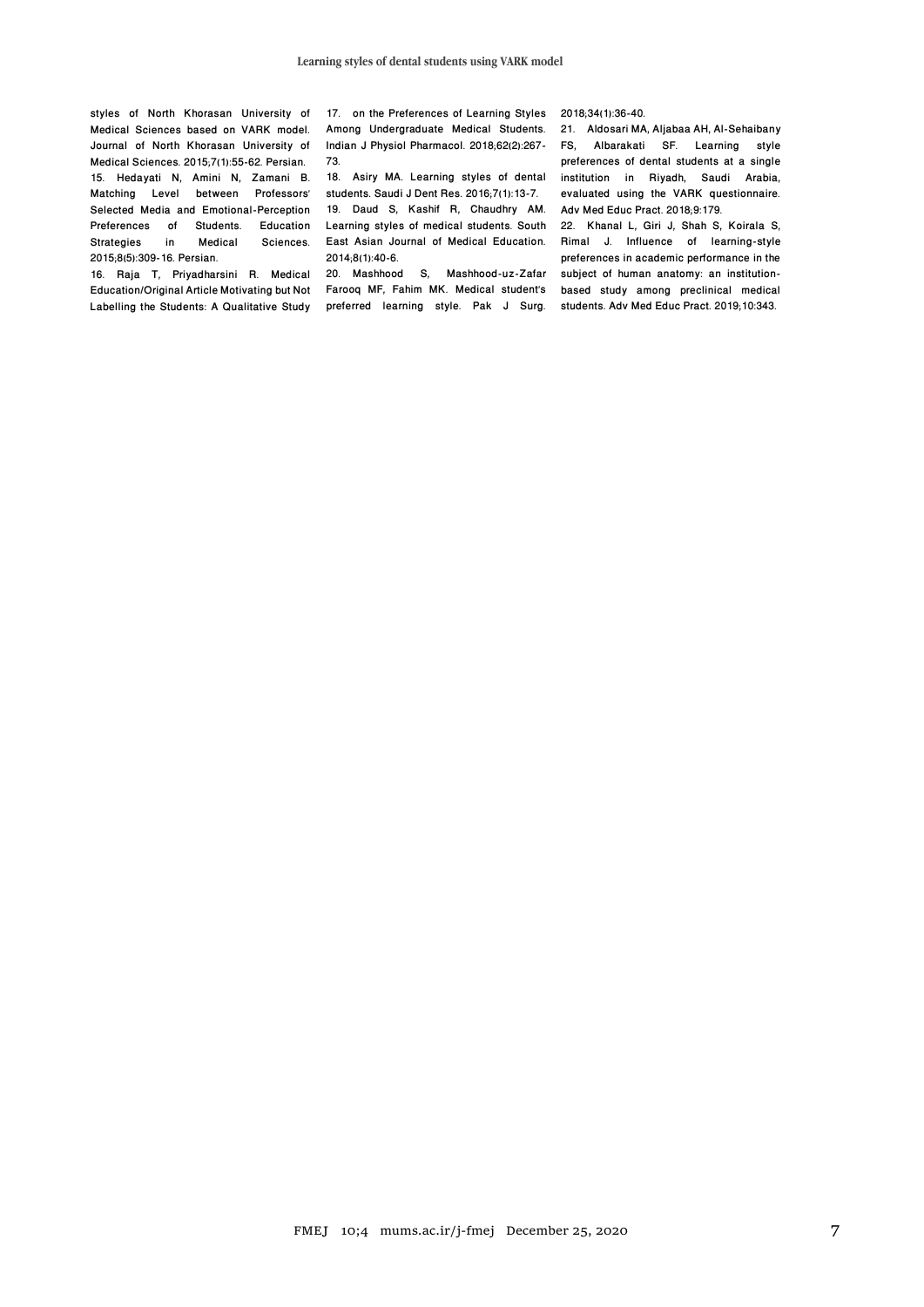styles of North Khorasan University of Medical Sciences based on VARK model. Journal of North Khorasan University of Medical Sciences. 2015;7(1):55-62. Persian.

15. Hedayati N, Amini N, Zamani B. Matching Level between Professors' Selected Media and Emotional-Perception Preferences of Students. Education Strategies in Medical Sciences. 2015;8(5):309-16. Persian.

16. Raja T, Priyadharsini R. Medical Education/Original Article Motivating but Not Labelling the Students: A Qualitative Study

17. on the Preferences of Learning Styles Among Undergraduate Medical Students. Indian J Physiol Pharmacol. 2018;62(2):267-73.

18. Asiry MA. Learning styles of dental students. Saudi J Dent Res. 2016;7(1):13-7.

19. Daud S, Kashif R, Chaudhry AM. Learning styles of medical students. South East Asian Journal of Medical Education. 2014;8(1):40-6.

20. Mashhood S, Mashhood-uz-Zafar Farooq MF, Fahim MK. Medical student's preferred learning style. Pak J Surg. 2018;34(1):36-40.

21. Aldosari MA, Aljabaa AH, Al-Sehaibany FS, Albarakati SF. Learning style preferences of dental students at a single institution in Riyadh, Saudi Arabia, evaluated using the VARK questionnaire. Adv Med Educ Pract. 2018;9:179.

22. Khanal L, Giri J, Shah S, Koirala S, Rimal J. Influence of learning-style preferences in academic performance in the subject of human anatomy: an institution-based study among preclinical medical students. Adv Med Educ Pract. 2019;10:343.